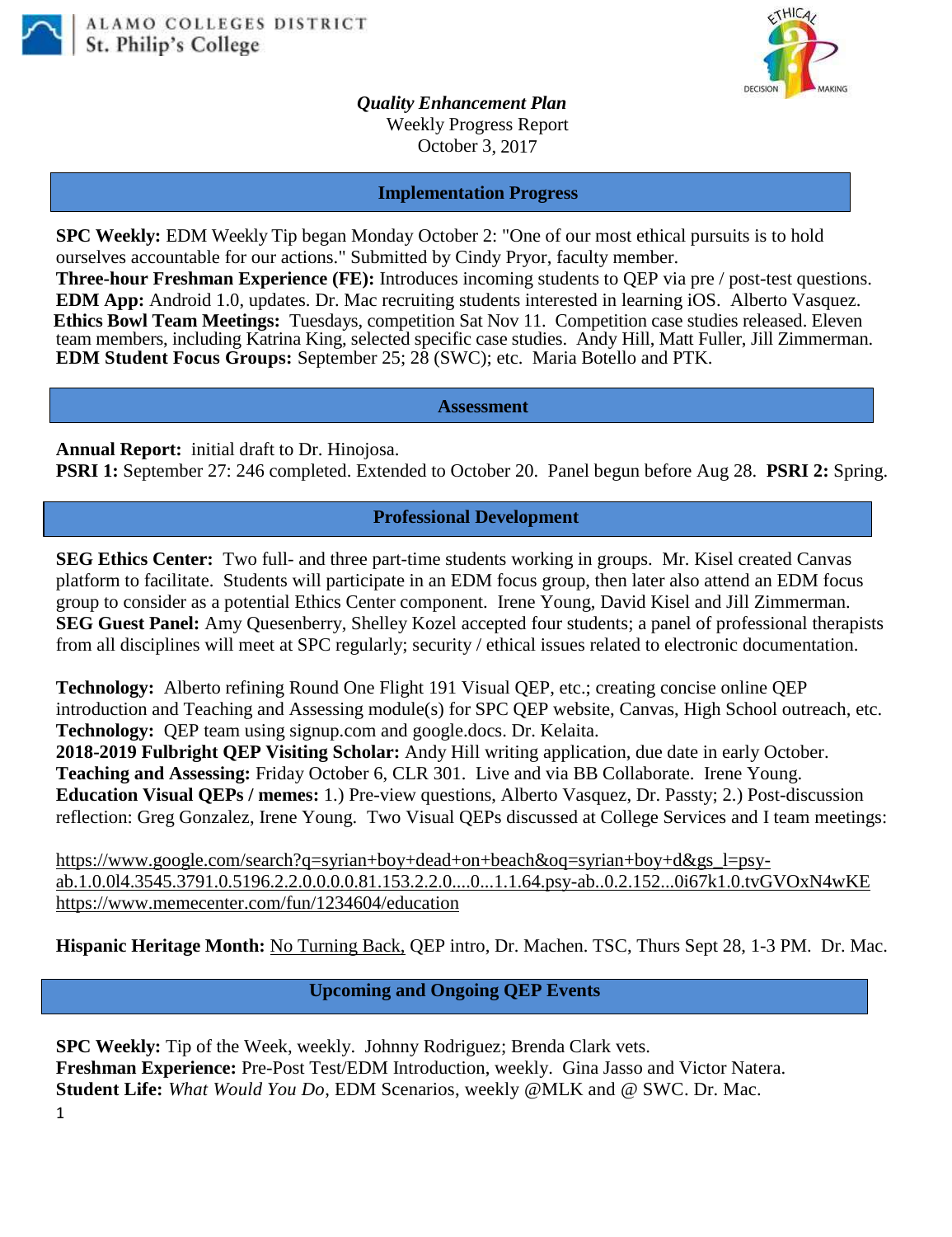ALAMO COLLEGES DISTRICT
St. Philip's College

*Quality Enhancement Plan*
Weekly Progress Report
October 3, 2017

## Implementation Progress

**SPC Weekly:** EDM Weekly Tip began Monday October 2: "One of our most ethical pursuits is to hold ourselves accountable for our actions." Submitted by Cindy Pryor, faculty member.
**Three-hour Freshman Experience (FE):** Introduces incoming students to QEP via pre / post-test questions.
**EDM App:** Android 1.0, updates. Dr. Mac recruiting students interested in learning iOS. Alberto Vasquez.
**Ethics Bowl Team Meetings:** Tuesdays, competition Sat Nov 11. Competition case studies released. Eleven team members, including Katrina King, selected specific case studies. Andy Hill, Matt Fuller, Jill Zimmerman.
**EDM Student Focus Groups:** September 25; 28 (SWC); etc. Maria Botello and PTK.

## Assessment

**Annual Report:** initial draft to Dr. Hinojosa.
**PSRI 1:** September 27: 246 completed. Extended to October 20. Panel begun before Aug 28. **PSRI 2:** Spring.

## Professional Development

**SEG Ethics Center:** Two full- and three part-time students working in groups. Mr. Kisel created Canvas platform to facilitate. Students will participate in an EDM focus group, then later also attend an EDM focus group to consider as a potential Ethics Center component. Irene Young, David Kisel and Jill Zimmerman.
**SEG Guest Panel:** Amy Quesenberry, Shelley Kozel accepted four students; a panel of professional therapists from all disciplines will meet at SPC regularly; security / ethical issues related to electronic documentation.

**Technology:** Alberto refining Round One Flight 191 Visual QEP, etc.; creating concise online QEP introduction and Teaching and Assessing module(s) for SPC QEP website, Canvas, High School outreach, etc.
**Technology:** QEP team using signup.com and google.docs. Dr. Kelaita.
**2018-2019 Fulbright QEP Visiting Scholar:** Andy Hill writing application, due date in early October.
**Teaching and Assessing:** Friday October 6, CLR 301. Live and via BB Collaborate. Irene Young.
**Education Visual QEPs / memes:** 1.) Pre-view questions, Alberto Vasquez, Dr. Passty; 2.) Post-discussion reflection: Greg Gonzalez, Irene Young. Two Visual QEPs discussed at College Services and I team meetings:

https://www.google.com/search?q=syrian+boy+dead+on+beach&oq=syrian+boy+d&gs_l=psy-ab.1.0.0l4.3545.3791.0.5196.2.2.0.0.0.0.81.153.2.2.0....0...1.1.64.psy-ab..0.2.152...0i67k1.0.tvGVOxN4wKE
https://www.memecenter.com/fun/1234604/education

**Hispanic Heritage Month:** No Turning Back, QEP intro, Dr. Machen. TSC, Thurs Sept 28, 1-3 PM. Dr. Mac.

## Upcoming and Ongoing QEP Events

**SPC Weekly:** Tip of the Week, weekly. Johnny Rodriguez; Brenda Clark vets.
**Freshman Experience:** Pre-Post Test/EDM Introduction, weekly. Gina Jasso and Victor Natera.
**Student Life:** *What Would You Do*, EDM Scenarios, weekly @MLK and @ SWC. Dr. Mac.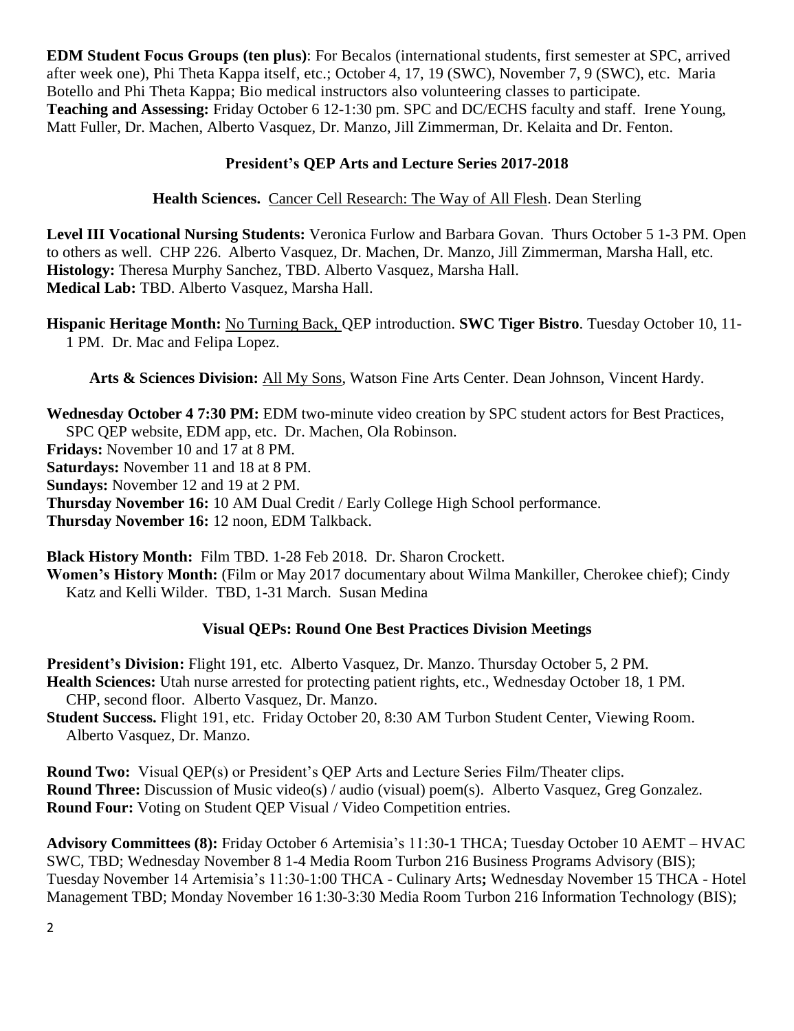**EDM Student Focus Groups (ten plus)**: For Becalos (international students, first semester at SPC, arrived after week one), Phi Theta Kappa itself, etc.; October 4, 17, 19 (SWC), November 7, 9 (SWC), etc. Maria Botello and Phi Theta Kappa; Bio medical instructors also volunteering classes to participate.
**Teaching and Assessing:** Friday October 6 12-1:30 pm. SPC and DC/ECHS faculty and staff. Irene Young, Matt Fuller, Dr. Machen, Alberto Vasquez, Dr. Manzo, Jill Zimmerman, Dr. Kelaita and Dr. Fenton.

## President's QEP Arts and Lecture Series 2017-2018

**Health Sciences.** Cancer Cell Research: The Way of All Flesh. Dean Sterling

**Level III Vocational Nursing Students:** Veronica Furlow and Barbara Govan. Thurs October 5 1-3 PM. Open to others as well. CHP 226. Alberto Vasquez, Dr. Machen, Dr. Manzo, Jill Zimmerman, Marsha Hall, etc.
**Histology:** Theresa Murphy Sanchez, TBD. Alberto Vasquez, Marsha Hall.
**Medical Lab:** TBD. Alberto Vasquez, Marsha Hall.

**Hispanic Heritage Month:** No Turning Back, QEP introduction. **SWC Tiger Bistro**. Tuesday October 10, 11-1 PM. Dr. Mac and Felipa Lopez.

**Arts & Sciences Division:** All My Sons, Watson Fine Arts Center. Dean Johnson, Vincent Hardy.

**Wednesday October 4 7:30 PM:** EDM two-minute video creation by SPC student actors for Best Practices, SPC QEP website, EDM app, etc. Dr. Machen, Ola Robinson.
**Fridays:** November 10 and 17 at 8 PM.
**Saturdays:** November 11 and 18 at 8 PM.
**Sundays:** November 12 and 19 at 2 PM.
**Thursday November 16:** 10 AM Dual Credit / Early College High School performance.
**Thursday November 16:** 12 noon, EDM Talkback.

**Black History Month:** Film TBD. 1-28 Feb 2018. Dr. Sharon Crockett.
**Women's History Month:** (Film or May 2017 documentary about Wilma Mankiller, Cherokee chief); Cindy Katz and Kelli Wilder. TBD, 1-31 March. Susan Medina

## Visual QEPs: Round One Best Practices Division Meetings

**President's Division:** Flight 191, etc. Alberto Vasquez, Dr. Manzo. Thursday October 5, 2 PM.
**Health Sciences:** Utah nurse arrested for protecting patient rights, etc., Wednesday October 18, 1 PM. CHP, second floor. Alberto Vasquez, Dr. Manzo.
**Student Success.** Flight 191, etc. Friday October 20, 8:30 AM Turbon Student Center, Viewing Room. Alberto Vasquez, Dr. Manzo.

**Round Two:** Visual QEP(s) or President's QEP Arts and Lecture Series Film/Theater clips.
**Round Three:** Discussion of Music video(s) / audio (visual) poem(s). Alberto Vasquez, Greg Gonzalez.
**Round Four:** Voting on Student QEP Visual / Video Competition entries.

**Advisory Committees (8):** Friday October 6 Artemisia's 11:30-1 THCA; Tuesday October 10 AEMT – HVAC SWC, TBD; Wednesday November 8 1-4 Media Room Turbon 216 Business Programs Advisory (BIS); Tuesday November 14 Artemisia's 11:30-1:00 THCA - Culinary Arts**;** Wednesday November 15 THCA - Hotel Management TBD; Monday November 16 1:30-3:30 Media Room Turbon 216 Information Technology (BIS);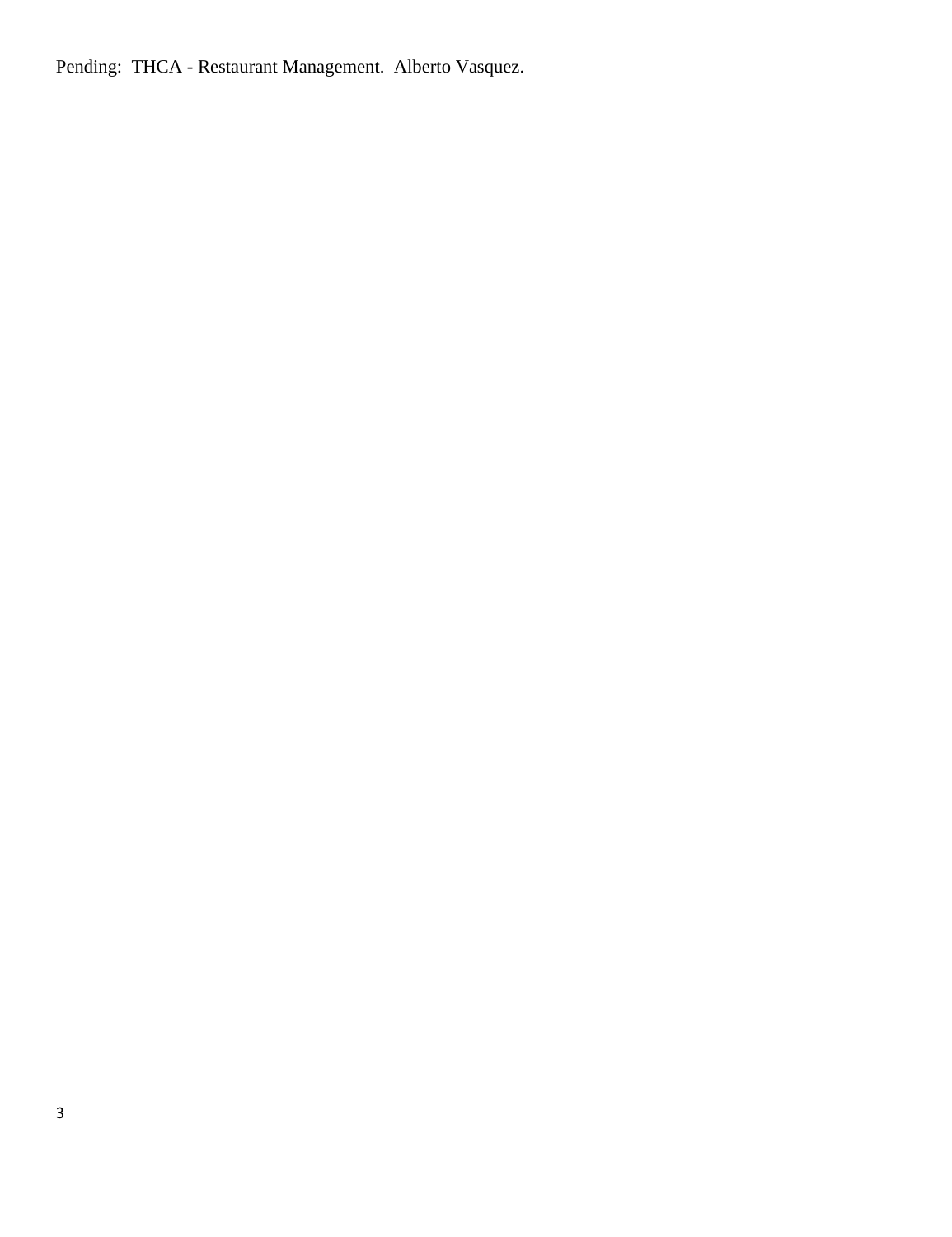Pending:  THCA - Restaurant Management.  Alberto Vasquez.